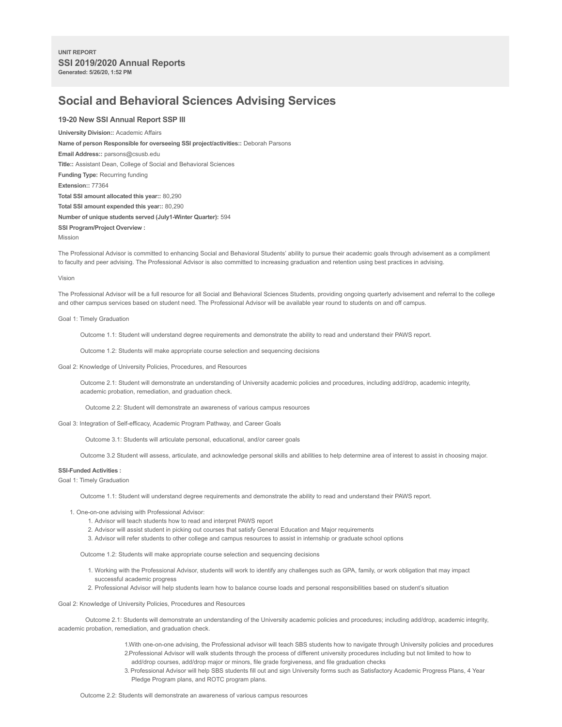UNIT REPORT

**SSI 2019/2020 Annual Reports**

Generated: 5/26/20, 1:52 PM

# Social and Behavioral Sciences Advising Services

### 19-20 New SSI Annual Report SSP III

**University Division::** Academic Affairs

**Name of person Responsible for overseeing SSI project/activities::** Deborah Parsons

**Email Address::** parsons@csusb.edu

**Title::** Assistant Dean, College of Social and Behavioral Sciences

**Funding Type:** Recurring funding

**Extension::** 77364

**Total SSI amount allocated this year::** 80,290

**Total SSI amount expended this year::** 80,290

**Number of unique students served (July1-Winter Quarter):** 594

**SSI Program/Project Overview :**

Mission

The Professional Advisor is committed to enhancing Social and Behavioral Students' ability to pursue their academic goals through advisement as a compliment to faculty and peer advising. The Professional Advisor is also committed to increasing graduation and retention using best practices in advising.

Vision

The Professional Advisor will be a full resource for all Social and Behavioral Sciences Students, providing ongoing quarterly advisement and referral to the college and other campus services based on student need. The Professional Advisor will be available year round to students on and off campus.

Goal 1: Timely Graduation

Outcome 1.1: Student will understand degree requirements and demonstrate the ability to read and understand their PAWS report.

Outcome 1.2: Students will make appropriate course selection and sequencing decisions

Goal 2: Knowledge of University Policies, Procedures, and Resources

Outcome 2.1: Student will demonstrate an understanding of University academic policies and procedures, including add/drop, academic integrity, academic probation, remediation, and graduation check.

Outcome 2.2: Student will demonstrate an awareness of various campus resources

Goal 3: Integration of Self-efficacy, Academic Program Pathway, and Career Goals

Outcome 3.1: Students will articulate personal, educational, and/or career goals

Outcome 3.2 Student will assess, articulate, and acknowledge personal skills and abilities to help determine area of interest to assist in choosing major.

**SSI-Funded Activities :**

Goal 1: Timely Graduation

Outcome 1.1: Student will understand degree requirements and demonstrate the ability to read and understand their PAWS report.

1. One-on-one advising with Professional Advisor:
   1. Advisor will teach students how to read and interpret PAWS report
   2. Advisor will assist student in picking out courses that satisfy General Education and Major requirements
   3. Advisor will refer students to other college and campus resources to assist in internship or graduate school options

Outcome 1.2: Students will make appropriate course selection and sequencing decisions

1. Working with the Professional Advisor, students will work to identify any challenges such as GPA, family, or work obligation that may impact successful academic progress
2. Professional Advisor will help students learn how to balance course loads and personal responsibilities based on student's situation

Goal 2: Knowledge of University Policies, Procedures and Resources

Outcome 2.1: Students will demonstrate an understanding of the University academic policies and procedures; including add/drop, academic integrity, academic probation, remediation, and graduation check.

1. With one-on-one advising, the Professional advisor will teach SBS students how to navigate through University policies and procedures
2. Professional Advisor will walk students through the process of different university procedures including but not limited to how to add/drop courses, add/drop major or minors, file grade forgiveness, and file graduation checks
3. Professional Advisor will help SBS students fill out and sign University forms such as Satisfactory Academic Progress Plans, 4 Year Pledge Program plans, and ROTC program plans.

Outcome 2.2: Students will demonstrate an awareness of various campus resources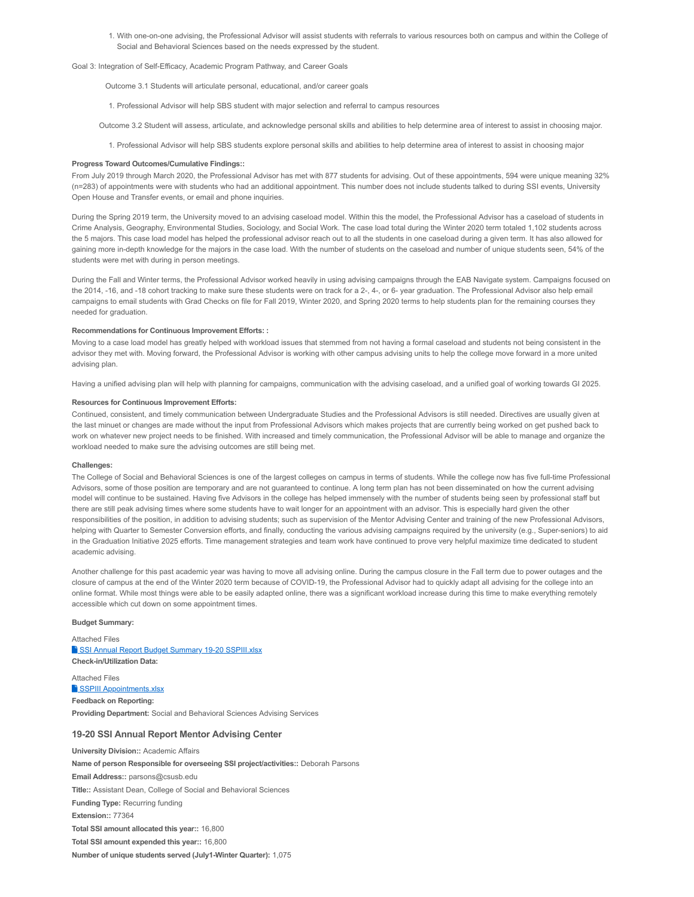1. With one-on-one advising, the Professional Advisor will assist students with referrals to various resources both on campus and within the College of Social and Behavioral Sciences based on the needs expressed by the student.

Goal 3: Integration of Self-Efficacy, Academic Program Pathway, and Career Goals

Outcome 3.1 Students will articulate personal, educational, and/or career goals

1. Professional Advisor will help SBS student with major selection and referral to campus resources

Outcome 3.2 Student will assess, articulate, and acknowledge personal skills and abilities to help determine area of interest to assist in choosing major.

1. Professional Advisor will help SBS students explore personal skills and abilities to help determine area of interest to assist in choosing major

**Progress Toward Outcomes/Cumulative Findings::**

From July 2019 through March 2020, the Professional Advisor has met with 877 students for advising. Out of these appointments, 594 were unique meaning 32% (n=283) of appointments were with students who had an additional appointment. This number does not include students talked to during SSI events, University Open House and Transfer events, or email and phone inquiries.

During the Spring 2019 term, the University moved to an advising caseload model. Within this the model, the Professional Advisor has a caseload of students in Crime Analysis, Geography, Environmental Studies, Sociology, and Social Work. The case load total during the Winter 2020 term totaled 1,102 students across the 5 majors. This case load model has helped the professional advisor reach out to all the students in one caseload during a given term. It has also allowed for gaining more in-depth knowledge for the majors in the case load. With the number of students on the caseload and number of unique students seen, 54% of the students were met with during in person meetings.

During the Fall and Winter terms, the Professional Advisor worked heavily in using advising campaigns through the EAB Navigate system. Campaigns focused on the 2014, -16, and -18 cohort tracking to make sure these students were on track for a 2-, 4-, or 6- year graduation. The Professional Advisor also help email campaigns to email students with Grad Checks on file for Fall 2019, Winter 2020, and Spring 2020 terms to help students plan for the remaining courses they needed for graduation.

**Recommendations for Continuous Improvement Efforts: :**

Moving to a case load model has greatly helped with workload issues that stemmed from not having a formal caseload and students not being consistent in the advisor they met with. Moving forward, the Professional Advisor is working with other campus advising units to help the college move forward in a more united advising plan.

Having a unified advising plan will help with planning for campaigns, communication with the advising caseload, and a unified goal of working towards GI 2025.

**Resources for Continuous Improvement Efforts:**

Continued, consistent, and timely communication between Undergraduate Studies and the Professional Advisors is still needed. Directives are usually given at the last minuet or changes are made without the input from Professional Advisors which makes projects that are currently being worked on get pushed back to work on whatever new project needs to be finished. With increased and timely communication, the Professional Advisor will be able to manage and organize the workload needed to make sure the advising outcomes are still being met.

**Challenges:**

The College of Social and Behavioral Sciences is one of the largest colleges on campus in terms of students. While the college now has five full-time Professional Advisors, some of those position are temporary and are not guaranteed to continue. A long term plan has not been disseminated on how the current advising model will continue to be sustained. Having five Advisors in the college has helped immensely with the number of students being seen by professional staff but there are still peak advising times where some students have to wait longer for an appointment with an advisor. This is especially hard given the other responsibilities of the position, in addition to advising students; such as supervision of the Mentor Advising Center and training of the new Professional Advisors, helping with Quarter to Semester Conversion efforts, and finally, conducting the various advising campaigns required by the university (e.g., Super-seniors) to aid in the Graduation Initiative 2025 efforts. Time management strategies and team work have continued to prove very helpful maximize time dedicated to student academic advising.

Another challenge for this past academic year was having to move all advising online. During the campus closure in the Fall term due to power outages and the closure of campus at the end of the Winter 2020 term because of COVID-19, the Professional Advisor had to quickly adapt all advising for the college into an online format. While most things were able to be easily adapted online, there was a significant workload increase during this time to make everything remotely accessible which cut down on some appointment times.

**Budget Summary:**

Attached Files
SSI Annual Report Budget Summary 19-20 SSPIII.xlsx

**Check-in/Utilization Data:**

Attached Files
SSPIII Appointments.xlsx

**Feedback on Reporting:**

**Providing Department:** Social and Behavioral Sciences Advising Services

### 19-20 SSI Annual Report Mentor Advising Center

**University Division::** Academic Affairs

**Name of person Responsible for overseeing SSI project/activities::** Deborah Parsons

**Email Address::** parsons@csusb.edu

**Title::** Assistant Dean, College of Social and Behavioral Sciences

**Funding Type:** Recurring funding

**Extension::** 77364

**Total SSI amount allocated this year::** 16,800

**Total SSI amount expended this year::** 16,800

**Number of unique students served (July1-Winter Quarter):** 1,075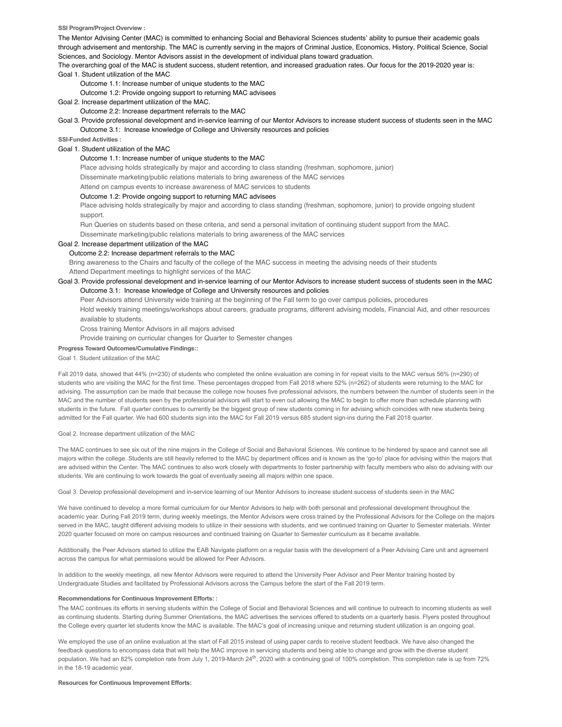**SSI Program/Project Overview :**

The Mentor Advising Center (MAC) is committed to enhancing Social and Behavioral Sciences students' ability to pursue their academic goals through advisement and mentorship. The MAC is currently serving in the majors of Criminal Justice, Economics, History, Political Science, Social Sciences, and Sociology. Mentor Advisors assist in the development of individual plans toward graduation.

The overarching goal of the MAC is student success, student retention, and increased graduation rates. Our focus for the 2019-2020 year is:

Goal 1. Student utilization of the MAC

- Outcome 1.1: Increase number of unique students to the MAC
- Outcome 1.2: Provide ongoing support to returning MAC advisees

Goal 2. Increase department utilization of the MAC.

- Outcome 2.2: Increase department referrals to the MAC

Goal 3. Provide professional development and in-service learning of our Mentor Advisors to increase student success of students seen in the MAC

- Outcome 3.1: Increase knowledge of College and University resources and policies

**SSI-Funded Activities :**

Goal 1. Student utilization of the MAC

- Outcome 1.1: Increase number of unique students to the MAC
  - Place advising holds strategically by major and according to class standing (freshman, sophomore, junior)
  - Disseminate marketing/public relations materials to bring awareness of the MAC services
  - Attend on campus events to increase awareness of MAC services to students
- Outcome 1.2: Provide ongoing support to returning MAC advisees
  - Place advising holds strategically by major and according to class standing (freshman, sophomore, junior) to provide ongoing student support.
  - Run Queries on students based on these criteria, and send a personal invitation of continuing student support from the MAC.
  - Disseminate marketing/public relations materials to bring awareness of the MAC services

Goal 2. Increase department utilization of the MAC

- Outcome 2.2: Increase department referrals to the MAC
  - Bring awareness to the Chairs and faculty of the college of the MAC success in meeting the advising needs of their students
  - Attend Department meetings to highlight services of the MAC

Goal 3. Provide professional development and in-service learning of our Mentor Advisors to increase student success of students seen in the MAC

- Outcome 3.1: Increase knowledge of College and University resources and policies
  - Peer Advisors attend University wide training at the beginning of the Fall term to go over campus policies, procedures
  - Hold weekly training meetings/workshops about careers, graduate programs, different advising models, Financial Aid, and other resources available to students.
  - Cross training Mentor Advisors in all majors advised
  - Provide training on curricular changes for Quarter to Semester changes

**Progress Toward Outcomes/Cumulative Findings::**

Goal 1. Student utilization of the MAC

Fall 2019 data, showed that 44% (n=230) of students who completed the online evaluation are coming in for repeat visits to the MAC versus 56% (n=290) of students who are visiting the MAC for the first time. These percentages dropped from Fall 2018 where 52% (n=262) of students were returning to the MAC for advising. The assumption can be made that because the college now houses five professional advisors, the numbers between the number of students seen in the MAC and the number of students seen by the professional advisors will start to even out allowing the MAC to begin to offer more than schedule planning with students in the future. Fall quarter continues to currently be the biggest group of new students coming in for advising which coincides with new students being admitted for the Fall quarter. We had 600 students sign into the MAC for Fall 2019 versus 685 student sign-ins during the Fall 2018 quarter.

Goal 2. Increase department utilization of the MAC

The MAC continues to see six out of the nine majors in the College of Social and Behavioral Sciences. We continue to be hindered by space and cannot see all majors within the college. Students are still heavily referred to the MAC by department offices and is known as the 'go-to' place for advising within the majors that are advised within the Center. The MAC continues to also work closely with departments to foster partnership with faculty members who also do advising with our students. We are continuing to work towards the goal of eventually seeing all majors within one space.

Goal 3. Develop professional development and in-service learning of our Mentor Advisors to increase student success of students seen in the MAC

We have continued to develop a more formal curriculum for our Mentor Advisors to help with both personal and professional development throughout the academic year. During Fall 2019 term, during weekly meetings, the Mentor Advisors were cross trained by the Professional Advisors for the College on the majors served in the MAC, taught different advising models to utilize in their sessions with students, and we continued training on Quarter to Semester materials. Winter 2020 quarter focused on more on campus resources and continued training on Quarter to Semester curriculum as it became available.

Additionally, the Peer Advisors started to utilize the EAB Navigate platform on a regular basis with the development of a Peer Advising Care unit and agreement across the campus for what permissions would be allowed for Peer Advisors.

In addition to the weekly meetings, all new Mentor Advisors were required to attend the University Peer Advisor and Peer Mentor training hosted by Undergraduate Studies and facilitated by Professional Advisors across the Campus before the start of the Fall 2019 term.

**Recommendations for Continuous Improvement Efforts: :**

The MAC continues its efforts in serving students within the College of Social and Behavioral Sciences and will continue to outreach to incoming students as well as continuing students. Starting during Summer Orientations, the MAC advertises the services offered to students on a quarterly basis. Flyers posted throughout the College every quarter let students know the MAC is available. The MAC's goal of increasing unique and returning student utilization is an ongoing goal.

We employed the use of an online evaluation at the start of Fall 2015 instead of using paper cards to receive student feedback. We have also changed the feedback questions to encompass data that will help the MAC improve in servicing students and being able to change and grow with the diverse student population. We had an 82% completion rate from July 1, 2019-March 24th, 2020 with a continuing goal of 100% completion. This completion rate is up from 72% in the 18-19 academic year.

**Resources for Continuous Improvement Efforts:**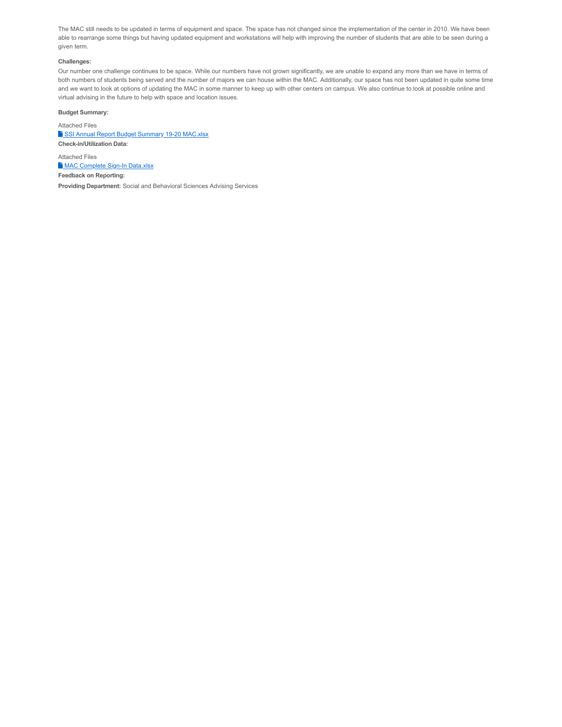The MAC still needs to be updated in terms of equipment and space. The space has not changed since the implementation of the center in 2010. We have been able to rearrange some things but having updated equipment and workstations will help with improving the number of students that are able to be seen during a given term.

**Challenges:**

Our number one challenge continues to be space. While our numbers have not grown significantly, we are unable to expand any more than we have in terms of both numbers of students being served and the number of majors we can house within the MAC. Additionally, our space has not been updated in quite some time and we want to look at options of updating the MAC in some manner to keep up with other centers on campus. We also continue to look at possible online and virtual advising in the future to help with space and location issues.

**Budget Summary:**

Attached Files
SSI Annual Report Budget Summary 19-20 MAC.xlsx

**Check-in/Utilization Data:**

Attached Files
MAC Complete Sign-In Data.xlsx

**Feedback on Reporting:**

**Providing Department:** Social and Behavioral Sciences Advising Services